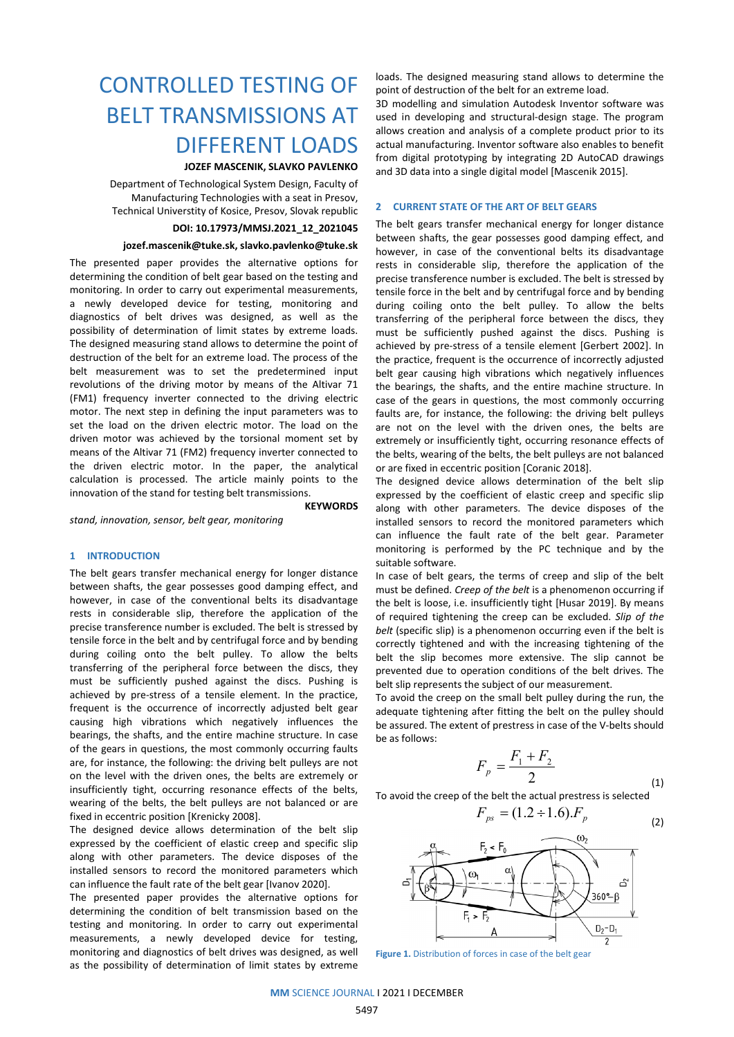# CONTROLLED TESTING OF BELT TRANSMISSIONS AT DIFFERENT LOADS

**JOZEF MASCENIK, SLAVKO PAVLENKO**

Department of Technological System Design, Faculty of Manufacturing Technologies with a seat in Presov, Technical Universtity of Kosice, Presov, Slovak republic

**DOI: 10.17973/MMSJ.2021_12_2021045**

**jozef.mascenik@tuke.sk, slavko.pavlenko@tuke.sk**

The presented paper provides the alternative options for determining the condition of belt gear based on the testing and monitoring. In order to carry out experimental measurements, a newly developed device for testing, monitoring and diagnostics of belt drives was designed, as well as the possibility of determination of limit states by extreme loads. The designed measuring stand allows to determine the point of destruction of the belt for an extreme load. The process of the belt measurement was to set the predetermined input revolutions of the driving motor by means of the Altivar 71 (FM1) frequency inverter connected to the driving electric motor. The next step in defining the input parameters was to set the load on the driven electric motor. The load on the driven motor was achieved by the torsional moment set by means of the Altivar 71 (FM2) frequency inverter connected to the driven electric motor. In the paper, the analytical calculation is processed. The article mainly points to the innovation of the stand for testing belt transmissions.

**KEYWORDS**

*stand, innovation, sensor, belt gear, monitoring*

## 1 INTRODUCTION

The belt gears transfer mechanical energy for longer distance between shafts, the gear possesses good damping effect, and however, in case of the conventional belts its disadvantage rests in considerable slip, therefore the application of the precise transference number is excluded. The belt is stressed by tensile force in the belt and by centrifugal force and by bending during coiling onto the belt pulley. To allow the belts transferring of the peripheral force between the discs, they must be sufficiently pushed against the discs. Pushing is achieved by pre-stress of a tensile element. In the practice, frequent is the occurrence of incorrectly adjusted belt gear causing high vibrations which negatively influences the bearings, the shafts, and the entire machine structure. In case of the gears in questions, the most commonly occurring faults are, for instance, the following: the driving belt pulleys are not on the level with the driven ones, the belts are extremely or insufficiently tight, occurring resonance effects of the belts, wearing of the belts, the belt pulleys are not balanced or are fixed in eccentric position [Krenicky 2008].

The designed device allows determination of the belt slip expressed by the coefficient of elastic creep and specific slip along with other parameters. The device disposes of the installed sensors to record the monitored parameters which can influence the fault rate of the belt gear [Ivanov 2020].

The presented paper provides the alternative options for determining the condition of belt transmission based on the testing and monitoring. In order to carry out experimental measurements, a newly developed device for testing, monitoring and diagnostics of belt drives was designed, as well as the possibility of determination of limit states by extreme loads. The designed measuring stand allows to determine the point of destruction of the belt for an extreme load.

3D modelling and simulation Autodesk Inventor software was used in developing and structural-design stage. The program allows creation and analysis of a complete product prior to its actual manufacturing. Inventor software also enables to benefit from digital prototyping by integrating 2D AutoCAD drawings and 3D data into a single digital model [Mascenik 2015].

## 2 CURRENT STATE OF THE ART OF BELT GEARS

The belt gears transfer mechanical energy for longer distance between shafts, the gear possesses good damping effect, and however, in case of the conventional belts its disadvantage rests in considerable slip, therefore the application of the precise transference number is excluded. The belt is stressed by tensile force in the belt and by centrifugal force and by bending during coiling onto the belt pulley. To allow the belts transferring of the peripheral force between the discs, they must be sufficiently pushed against the discs. Pushing is achieved by pre-stress of a tensile element [Gerbert 2002]. In the practice, frequent is the occurrence of incorrectly adjusted belt gear causing high vibrations which negatively influences the bearings, the shafts, and the entire machine structure. In case of the gears in questions, the most commonly occurring faults are, for instance, the following: the driving belt pulleys are not on the level with the driven ones, the belts are extremely or insufficiently tight, occurring resonance effects of the belts, wearing of the belts, the belt pulleys are not balanced or are fixed in eccentric position [Coranic 2018].

The designed device allows determination of the belt slip expressed by the coefficient of elastic creep and specific slip along with other parameters. The device disposes of the installed sensors to record the monitored parameters which can influence the fault rate of the belt gear. Parameter monitoring is performed by the PC technique and by the suitable software.

In case of belt gears, the terms of creep and slip of the belt must be defined. *Creep of the belt* is a phenomenon occurring if the belt is loose, i.e. insufficiently tight [Husar 2019]. By means of required tightening the creep can be excluded. *Slip of the belt* (specific slip) is a phenomenon occurring even if the belt is correctly tightened and with the increasing tightening of the belt the slip becomes more extensive. The slip cannot be prevented due to operation conditions of the belt drives. The belt slip represents the subject of our measurement.

To avoid the creep on the small belt pulley during the run, the adequate tightening after fitting the belt on the pulley should be assured. The extent of prestress in case of the V-belts should be as follows:

$$F_p = \frac{F_1 + F_2}{2} \tag{1}$$

To avoid the creep of the belt the actual prestress is selected

$$F_{ps} = (1.2 \div 1.6).F_p \tag{2}$$

Figure 1. Distribution of forces in case of the belt gear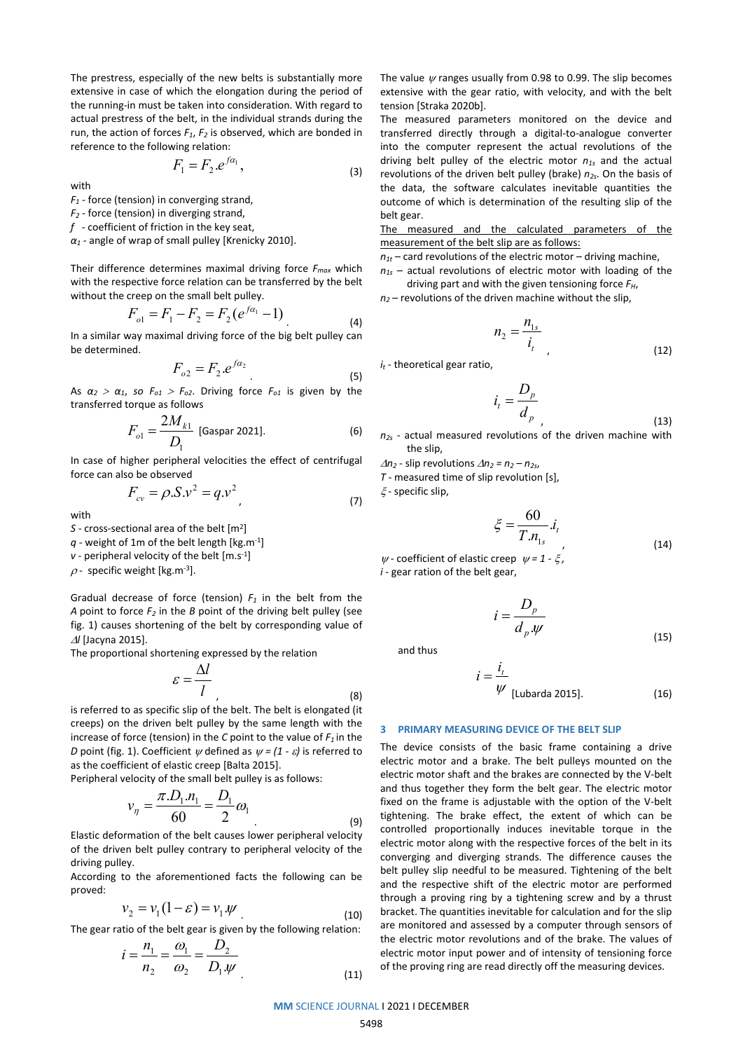The prestress, especially of the new belts is substantially more extensive in case of which the elongation during the period of the running-in must be taken into consideration. With regard to actual prestress of the belt, in the individual strands during the run, the action of forces $F_1$, $F_2$ is observed, which are bonded in reference to the following relation:

$$F_1 = F_2.e^{f\alpha_1}, \tag{3}$$

with

$F_1$ - force (tension) in converging strand,

$F_2$ - force (tension) in diverging strand,

$f$ - coefficient of friction in the key seat,

$\alpha_1$ - angle of wrap of small pulley [Krenicky 2010].

Their difference determines maximal driving force $F_{max}$ which with the respective force relation can be transferred by the belt without the creep on the small belt pulley.

$$F_{o1} = F_1 - F_2 = F_2(e^{f\alpha_1} - 1) \tag{4}$$

In a similar way maximal driving force of the big belt pulley can be determined.

$$F_{o2} = F_2.e^{f\alpha_2} \tag{5}$$

As $\alpha_2 > \alpha_1$, so $F_{o1} > F_{o2}$. Driving force $F_{o1}$ is given by the transferred torque as follows

$$F_{o1} = \frac{2M_{k1}}{D_1} \text{ [Gaspar 2021].} \tag{6}$$

In case of higher peripheral velocities the effect of centrifugal force can also be observed

$$F_{cv} = \rho.S.v^2 = q.v^2, \tag{7}$$

with

$S$ - cross-sectional area of the belt [m$^2$]

$q$ - weight of 1m of the belt length [kg.m$^{-1}$]

$v$ - peripheral velocity of the belt [m.s$^{-1}$]

$\rho$ - specific weight [kg.m$^{-3}$].

Gradual decrease of force (tension) $F_1$ in the belt from the *A* point to force $F_2$ in the *B* point of the driving belt pulley (see fig. 1) causes shortening of the belt by corresponding value of $\Delta l$ [Jacyna 2015].

The proportional shortening expressed by the relation

$$\varepsilon = \frac{\Delta l}{l}, \tag{8}$$

is referred to as specific slip of the belt. The belt is elongated (it creeps) on the driven belt pulley by the same length with the increase of force (tension) in the *C* point to the value of $F_1$ in the *D* point (fig. 1). Coefficient $\psi$ defined as $\psi = (1 - \varepsilon)$ is referred to as the coefficient of elastic creep [Balta 2015].

Peripheral velocity of the small belt pulley is as follows:

$$v_{\eta} = \frac{\pi.D_1.n_1}{60} = \frac{D_1}{2}\omega_1 \tag{9}$$

Elastic deformation of the belt causes lower peripheral velocity of the driven belt pulley contrary to peripheral velocity of the driving pulley.

According to the aforementioned facts the following can be proved:

$$v_2 = v_1(1-\varepsilon) = v_1.\psi \tag{10}$$

The gear ratio of the belt gear is given by the following relation:

$$i = \frac{n_1}{n_2} = \frac{\omega_1}{\omega_2} = \frac{D_2}{D_1.\psi} \tag{11}$$

The value $\psi$ ranges usually from 0.98 to 0.99. The slip becomes extensive with the gear ratio, with velocity, and with the belt tension [Straka 2020b].

The measured parameters monitored on the device and transferred directly through a digital-to-analogue converter into the computer represent the actual revolutions of the driving belt pulley of the electric motor $n_{1s}$ and the actual revolutions of the driven belt pulley (brake) $n_{2s}$. On the basis of the data, the software calculates inevitable quantities the outcome of which is determination of the resulting slip of the belt gear.

<u>The measured and the calculated parameters of the measurement of the belt slip are as follows:</u>

$n_{1t}$ – card revolutions of the electric motor – driving machine,

$n_{1s}$ – actual revolutions of electric motor with loading of the driving part and with the given tensioning force $F_H$,

$n_2$ – revolutions of the driven machine without the slip,

$$n_2 = \frac{n_{1s}}{i_t}, \tag{12}$$

$i_t$ - theoretical gear ratio,

$$i_t = \frac{D_p}{d_p}, \tag{13}$$

$n_{2s}$ - actual measured revolutions of the driven machine with the slip,

$\Delta n_2$ - slip revolutions $\Delta n_2 = n_2 - n_{2s}$,

$T$ - measured time of slip revolution [s],

$\xi$ - specific slip,

$$\xi = \frac{60}{T.n_{1s}}.i_t, \tag{14}$$

$\psi$ - coefficient of elastic creep $\psi = 1 - \xi$,

$i$ - gear ration of the belt gear,

$$i = \frac{D_p}{d_p.\psi} \tag{15}$$

and thus

$$i = \frac{i_t}{\psi} \text{ [Lubarda 2015].} \tag{16}$$

## 3 PRIMARY MEASURING DEVICE OF THE BELT SLIP

The device consists of the basic frame containing a drive electric motor and a brake. The belt pulleys mounted on the electric motor shaft and the brakes are connected by the V-belt and thus together they form the belt gear. The electric motor fixed on the frame is adjustable with the option of the V-belt tightening. The brake effect, the extent of which can be controlled proportionally induces inevitable torque in the electric motor along with the respective forces of the belt in its converging and diverging strands. The difference causes the belt pulley slip needful to be measured. Tightening of the belt and the respective shift of the electric motor are performed through a proving ring by a tightening screw and by a thrust bracket. The quantities inevitable for calculation and for the slip are monitored and assessed by a computer through sensors of the electric motor revolutions and of the brake. The values of electric motor input power and of intensity of tensioning force of the proving ring are read directly off the measuring devices.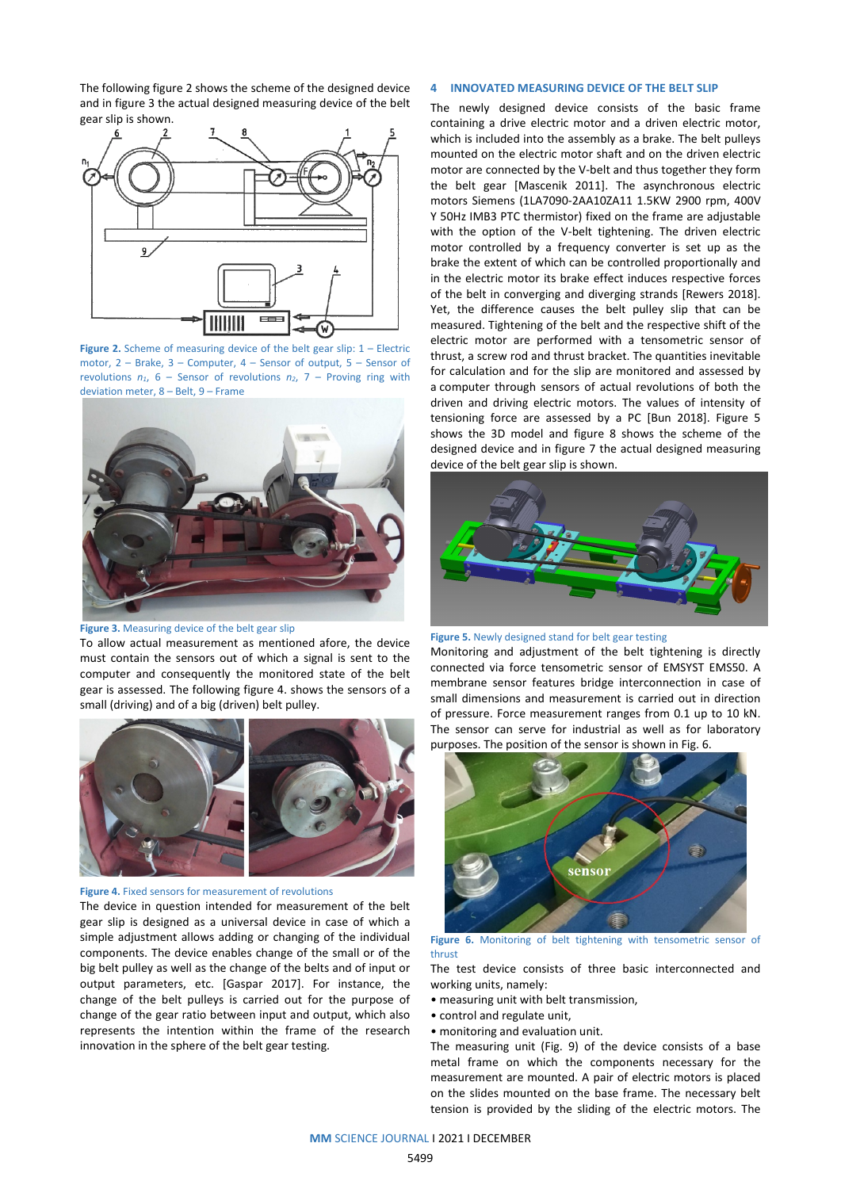The following figure 2 shows the scheme of the designed device and in figure 3 the actual designed measuring device of the belt gear slip is shown.

**Figure 2.** Scheme of measuring device of the belt gear slip: 1 – Electric motor, 2 – Brake, 3 – Computer, 4 – Sensor of output, 5 – Sensor of revolutions $n_1$, 6 – Sensor of revolutions $n_2$, 7 – Proving ring with deviation meter, 8 – Belt, 9 – Frame

**Figure 3.** Measuring device of the belt gear slip

To allow actual measurement as mentioned afore, the device must contain the sensors out of which a signal is sent to the computer and consequently the monitored state of the belt gear is assessed. The following figure 4. shows the sensors of a small (driving) and of a big (driven) belt pulley.

**Figure 4.** Fixed sensors for measurement of revolutions

The device in question intended for measurement of the belt gear slip is designed as a universal device in case of which a simple adjustment allows adding or changing of the individual components. The device enables change of the small or of the big belt pulley as well as the change of the belts and of input or output parameters, etc. [Gaspar 2017]. For instance, the change of the belt pulleys is carried out for the purpose of change of the gear ratio between input and output, which also represents the intention within the frame of the research innovation in the sphere of the belt gear testing.

## 4 INNOVATED MEASURING DEVICE OF THE BELT SLIP

The newly designed device consists of the basic frame containing a drive electric motor and a driven electric motor, which is included into the assembly as a brake. The belt pulleys mounted on the electric motor shaft and on the driven electric motor are connected by the V-belt and thus together they form the belt gear [Mascenik 2011]. The asynchronous electric motors Siemens (1LA7090-2AA10ZA11 1.5KW 2900 rpm, 400V Y 50Hz IMB3 PTC thermistor) fixed on the frame are adjustable with the option of the V-belt tightening. The driven electric motor controlled by a frequency converter is set up as the brake the extent of which can be controlled proportionally and in the electric motor its brake effect induces respective forces of the belt in converging and diverging strands [Rewers 2018]. Yet, the difference causes the belt pulley slip that can be measured. Tightening of the belt and the respective shift of the electric motor are performed with a tensometric sensor of thrust, a screw rod and thrust bracket. The quantities inevitable for calculation and for the slip are monitored and assessed by a computer through sensors of actual revolutions of both the driven and driving electric motors. The values of intensity of tensioning force are assessed by a PC [Bun 2018]. Figure 5 shows the 3D model and figure 8 shows the scheme of the designed device and in figure 7 the actual designed measuring device of the belt gear slip is shown.

**Figure 5.** Newly designed stand for belt gear testing

Monitoring and adjustment of the belt tightening is directly connected via force tensometric sensor of EMSYST EMS50. A membrane sensor features bridge interconnection in case of small dimensions and measurement is carried out in direction of pressure. Force measurement ranges from 0.1 up to 10 kN. The sensor can serve for industrial as well as for laboratory purposes. The position of the sensor is shown in Fig. 6.

**Figure 6.** Monitoring of belt tightening with tensometric sensor of thrust

The test device consists of three basic interconnected and working units, namely:

- measuring unit with belt transmission,
- control and regulate unit,
- monitoring and evaluation unit.

The measuring unit (Fig. 9) of the device consists of a base metal frame on which the components necessary for the measurement are mounted. A pair of electric motors is placed on the slides mounted on the base frame. The necessary belt tension is provided by the sliding of the electric motors. The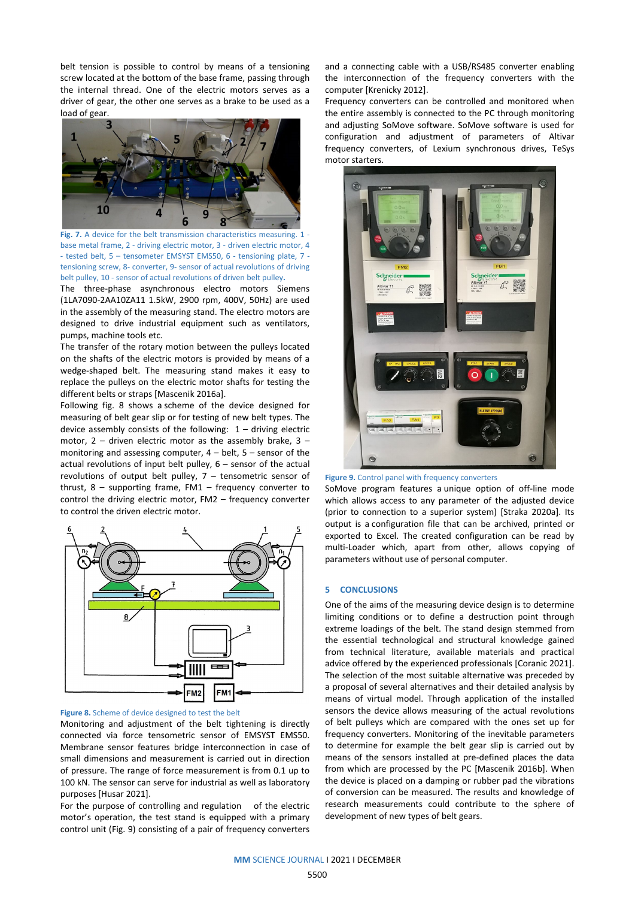belt tension is possible to control by means of a tensioning screw located at the bottom of the base frame, passing through the internal thread. One of the electric motors serves as a driver of gear, the other one serves as a brake to be used as a load of gear.

**Fig. 7.** A device for the belt transmission characteristics measuring. 1 - base metal frame, 2 - driving electric motor, 3 - driven electric motor, 4 - tested belt, 5 – tensometer EMSYST EMS50, 6 - tensioning plate, 7 - tensioning screw, 8- converter, 9- sensor of actual revolutions of driving belt pulley, 10 - sensor of actual revolutions of driven belt pulley.

The three-phase asynchronous electro motors Siemens (1LA7090-2AA10ZA11 1.5kW, 2900 rpm, 400V, 50Hz) are used in the assembly of the measuring stand. The electro motors are designed to drive industrial equipment such as ventilators, pumps, machine tools etc.

The transfer of the rotary motion between the pulleys located on the shafts of the electric motors is provided by means of a wedge-shaped belt. The measuring stand makes it easy to replace the pulleys on the electric motor shafts for testing the different belts or straps [Mascenik 2016a].

Following fig. 8 shows a scheme of the device designed for measuring of belt gear slip or for testing of new belt types. The device assembly consists of the following: 1 – driving electric motor, 2 – driven electric motor as the assembly brake, 3 – monitoring and assessing computer, 4 – belt, 5 – sensor of the actual revolutions of input belt pulley, 6 – sensor of the actual revolutions of output belt pulley, 7 – tensometric sensor of thrust, 8 – supporting frame, FM1 – frequency converter to control the driving electric motor, FM2 – frequency converter to control the driven electric motor.

**Figure 8.** Scheme of device designed to test the belt

Monitoring and adjustment of the belt tightening is directly connected via force tensometric sensor of EMSYST EMS50. Membrane sensor features bridge interconnection in case of small dimensions and measurement is carried out in direction of pressure. The range of force measurement is from 0.1 up to 100 kN. The sensor can serve for industrial as well as laboratory purposes [Husar 2021].

For the purpose of controlling and regulation of the electric motor's operation, the test stand is equipped with a primary control unit (Fig. 9) consisting of a pair of frequency converters and a connecting cable with a USB/RS485 converter enabling the interconnection of the frequency converters with the computer [Krenicky 2012].

Frequency converters can be controlled and monitored when the entire assembly is connected to the PC through monitoring and adjusting SoMove software. SoMove software is used for configuration and adjustment of parameters of Altivar frequency converters, of Lexium synchronous drives, TeSys motor starters.

**Figure 9.** Control panel with frequency converters

SoMove program features a unique option of off-line mode which allows access to any parameter of the adjusted device (prior to connection to a superior system) [Straka 2020a]. Its output is a configuration file that can be archived, printed or exported to Excel. The created configuration can be read by multi-Loader which, apart from other, allows copying of parameters without use of personal computer.

## 5 CONCLUSIONS

One of the aims of the measuring device design is to determine limiting conditions or to define a destruction point through extreme loadings of the belt. The stand design stemmed from the essential technological and structural knowledge gained from technical literature, available materials and practical advice offered by the experienced professionals [Coranic 2021]. The selection of the most suitable alternative was preceded by a proposal of several alternatives and their detailed analysis by means of virtual model. Through application of the installed sensors the device allows measuring of the actual revolutions of belt pulleys which are compared with the ones set up for frequency converters. Monitoring of the inevitable parameters to determine for example the belt gear slip is carried out by means of the sensors installed at pre-defined places the data from which are processed by the PC [Mascenik 2016b]. When the device is placed on a damping or rubber pad the vibrations of conversion can be measured. The results and knowledge of research measurements could contribute to the sphere of development of new types of belt gears.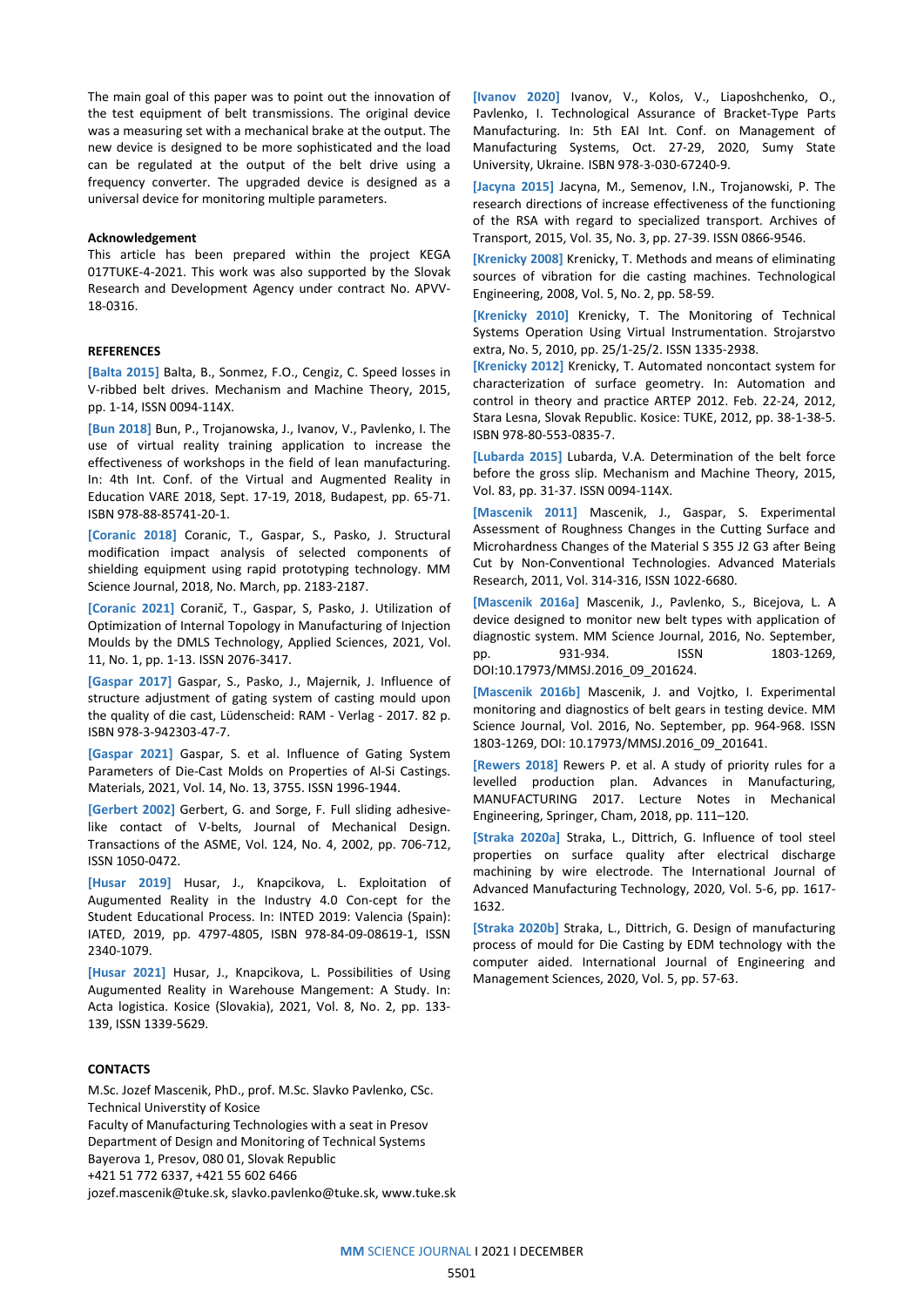The main goal of this paper was to point out the innovation of the test equipment of belt transmissions. The original device was a measuring set with a mechanical brake at the output. The new device is designed to be more sophisticated and the load can be regulated at the output of the belt drive using a frequency converter. The upgraded device is designed as a universal device for monitoring multiple parameters.

### Acknowledgement

This article has been prepared within the project KEGA 017TUKE-4-2021. This work was also supported by the Slovak Research and Development Agency under contract No. APVV-18-0316.

### REFERENCES

**[Balta 2015]** Balta, B., Sonmez, F.O., Cengiz, C. Speed losses in V-ribbed belt drives. Mechanism and Machine Theory, 2015, pp. 1-14, ISSN 0094-114X.

**[Bun 2018]** Bun, P., Trojanowska, J., Ivanov, V., Pavlenko, I. The use of virtual reality training application to increase the effectiveness of workshops in the field of lean manufacturing. In: 4th Int. Conf. of the Virtual and Augmented Reality in Education VARE 2018, Sept. 17-19, 2018, Budapest, pp. 65-71. ISBN 978-88-85741-20-1.

**[Coranic 2018]** Coranic, T., Gaspar, S., Pasko, J. Structural modification impact analysis of selected components of shielding equipment using rapid prototyping technology. MM Science Journal, 2018, No. March, pp. 2183-2187.

**[Coranic 2021]** Coranič, T., Gaspar, S, Pasko, J. Utilization of Optimization of Internal Topology in Manufacturing of Injection Moulds by the DMLS Technology, Applied Sciences, 2021, Vol. 11, No. 1, pp. 1-13. ISSN 2076-3417.

**[Gaspar 2017]** Gaspar, S., Pasko, J., Majernik, J. Influence of structure adjustment of gating system of casting mould upon the quality of die cast, Lüdenscheid: RAM - Verlag - 2017. 82 p. ISBN 978-3-942303-47-7.

**[Gaspar 2021]** Gaspar, S. et al. Influence of Gating System Parameters of Die-Cast Molds on Properties of Al-Si Castings. Materials, 2021, Vol. 14, No. 13, 3755. ISSN 1996-1944.

**[Gerbert 2002]** Gerbert, G. and Sorge, F. Full sliding adhesive-like contact of V-belts, Journal of Mechanical Design. Transactions of the ASME, Vol. 124, No. 4, 2002, pp. 706-712, ISSN 1050-0472.

**[Husar 2019]** Husar, J., Knapcikova, L. Exploitation of Augumented Reality in the Industry 4.0 Con-cept for the Student Educational Process. In: INTED 2019: Valencia (Spain): IATED, 2019, pp. 4797-4805, ISBN 978-84-09-08619-1, ISSN 2340-1079.

**[Husar 2021]** Husar, J., Knapcikova, L. Possibilities of Using Augumented Reality in Warehouse Mangement: A Study. In: Acta logistica. Kosice (Slovakia), 2021, Vol. 8, No. 2, pp. 133-139, ISSN 1339-5629.

**[Ivanov 2020]** Ivanov, V., Kolos, V., Liaposhchenko, O., Pavlenko, I. Technological Assurance of Bracket-Type Parts Manufacturing. In: 5th EAI Int. Conf. on Management of Manufacturing Systems, Oct. 27-29, 2020, Sumy State University, Ukraine. ISBN 978-3-030-67240-9.

**[Jacyna 2015]** Jacyna, M., Semenov, I.N., Trojanowski, P. The research directions of increase effectiveness of the functioning of the RSA with regard to specialized transport. Archives of Transport, 2015, Vol. 35, No. 3, pp. 27-39. ISSN 0866-9546.

**[Krenicky 2008]** Krenicky, T. Methods and means of eliminating sources of vibration for die casting machines. Technological Engineering, 2008, Vol. 5, No. 2, pp. 58-59.

**[Krenicky 2010]** Krenicky, T. The Monitoring of Technical Systems Operation Using Virtual Instrumentation. Strojarstvo extra, No. 5, 2010, pp. 25/1-25/2. ISSN 1335-2938.

**[Krenicky 2012]** Krenicky, T. Automated noncontact system for characterization of surface geometry. In: Automation and control in theory and practice ARTEP 2012. Feb. 22-24, 2012, Stara Lesna, Slovak Republic. Kosice: TUKE, 2012, pp. 38-1-38-5. ISBN 978-80-553-0835-7.

**[Lubarda 2015]** Lubarda, V.A. Determination of the belt force before the gross slip. Mechanism and Machine Theory, 2015, Vol. 83, pp. 31-37. ISSN 0094-114X.

**[Mascenik 2011]** Mascenik, J., Gaspar, S. Experimental Assessment of Roughness Changes in the Cutting Surface and Microhardness Changes of the Material S 355 J2 G3 after Being Cut by Non-Conventional Technologies. Advanced Materials Research, 2011, Vol. 314-316, ISSN 1022-6680.

**[Mascenik 2016a]** Mascenik, J., Pavlenko, S., Bicejova, L. A device designed to monitor new belt types with application of diagnostic system. MM Science Journal, 2016, No. September, pp. 931-934. ISSN 1803-1269, DOI:10.17973/MMSJ.2016_09_201624.

**[Mascenik 2016b]** Mascenik, J. and Vojtko, I. Experimental monitoring and diagnostics of belt gears in testing device. MM Science Journal, Vol. 2016, No. September, pp. 964-968. ISSN 1803-1269, DOI: 10.17973/MMSJ.2016_09_201641.

**[Rewers 2018]** Rewers P. et al. A study of priority rules for a levelled production plan. Advances in Manufacturing, MANUFACTURING 2017. Lecture Notes in Mechanical Engineering, Springer, Cham, 2018, pp. 111–120.

**[Straka 2020a]** Straka, L., Dittrich, G. Influence of tool steel properties on surface quality after electrical discharge machining by wire electrode. The International Journal of Advanced Manufacturing Technology, 2020, Vol. 5-6, pp. 1617-1632.

**[Straka 2020b]** Straka, L., Dittrich, G. Design of manufacturing process of mould for Die Casting by EDM technology with the computer aided. International Journal of Engineering and Management Sciences, 2020, Vol. 5, pp. 57-63.

### CONTACTS

M.Sc. Jozef Mascenik, PhD., prof. M.Sc. Slavko Pavlenko, CSc.
Technical Universtity of Kosice
Faculty of Manufacturing Technologies with a seat in Presov
Department of Design and Monitoring of Technical Systems
Bayerova 1, Presov, 080 01, Slovak Republic
+421 51 772 6337, +421 55 602 6466
jozef.mascenik@tuke.sk, slavko.pavlenko@tuke.sk, www.tuke.sk